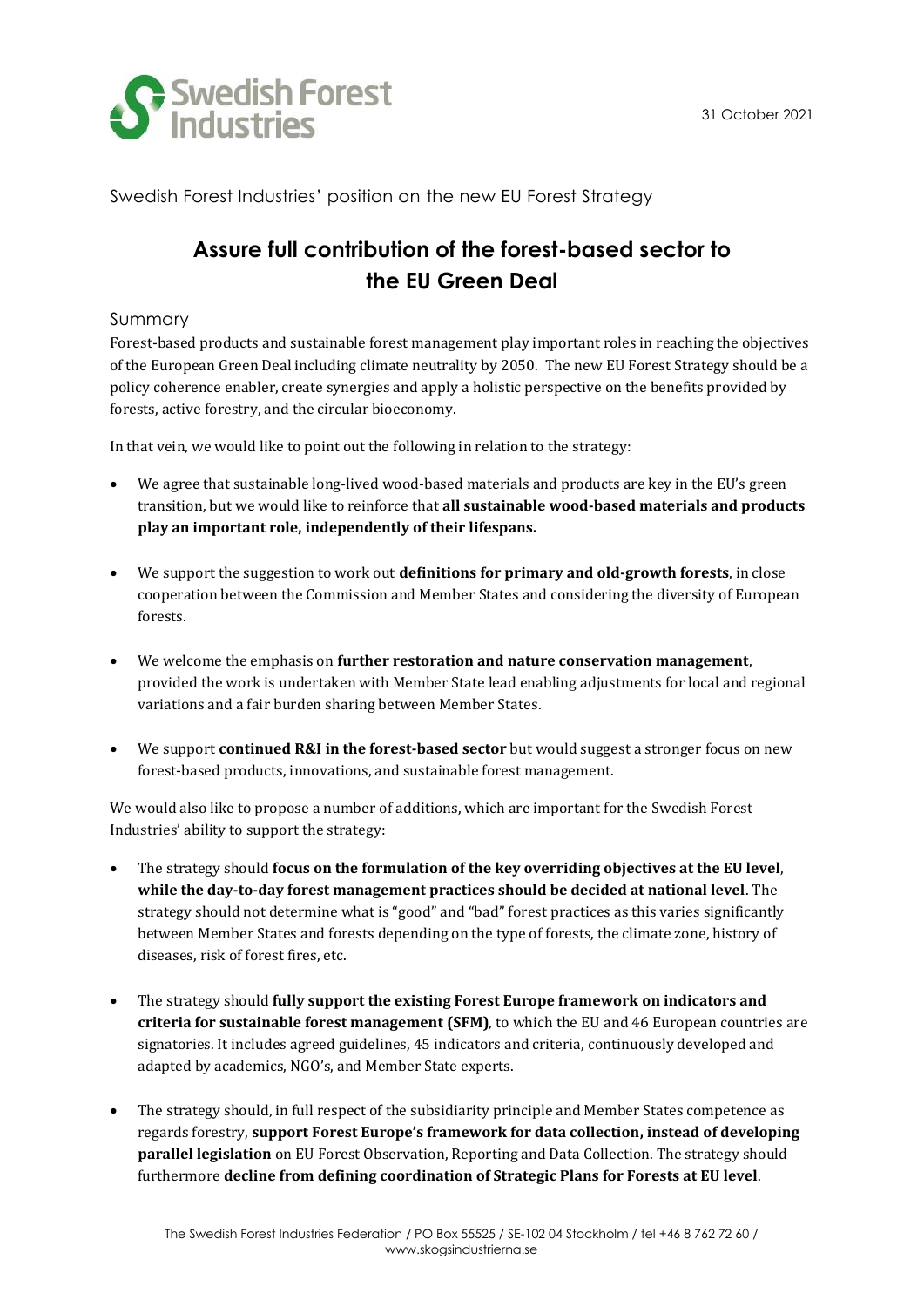Swedish Forest Industries

31 October 2021

Swedish Forest Industries' position on the new EU Forest Strategy

# Assure full contribution of the forest-based sector to the EU Green Deal

## Summary

Forest-based products and sustainable forest management play important roles in reaching the objectives of the European Green Deal including climate neutrality by 2050. The new EU Forest Strategy should be a policy coherence enabler, create synergies and apply a holistic perspective on the benefits provided by forests, active forestry, and the circular bioeconomy.

In that vein, we would like to point out the following in relation to the strategy:

- We agree that sustainable long-lived wood-based materials and products are key in the EU's green transition, but we would like to reinforce that **all sustainable wood-based materials and products play an important role, independently of their lifespans.**
- We support the suggestion to work out **definitions for primary and old-growth forests**, in close cooperation between the Commission and Member States and considering the diversity of European forests.
- We welcome the emphasis on **further restoration and nature conservation management**, provided the work is undertaken with Member State lead enabling adjustments for local and regional variations and a fair burden sharing between Member States.
- We support **continued R&I in the forest-based sector** but would suggest a stronger focus on new forest-based products, innovations, and sustainable forest management.

We would also like to propose a number of additions, which are important for the Swedish Forest Industries' ability to support the strategy:

- The strategy should **focus on the formulation of the key overriding objectives at the EU level, while the day-to-day forest management practices should be decided at national level**. The strategy should not determine what is "good" and "bad" forest practices as this varies significantly between Member States and forests depending on the type of forests, the climate zone, history of diseases, risk of forest fires, etc.
- The strategy should **fully support the existing Forest Europe framework on indicators and criteria for sustainable forest management (SFM)**, to which the EU and 46 European countries are signatories. It includes agreed guidelines, 45 indicators and criteria, continuously developed and adapted by academics, NGO's, and Member State experts.
- The strategy should, in full respect of the subsidiarity principle and Member States competence as regards forestry, **support Forest Europe's framework for data collection, instead of developing parallel legislation** on EU Forest Observation, Reporting and Data Collection. The strategy should furthermore **decline from defining coordination of Strategic Plans for Forests at EU level**.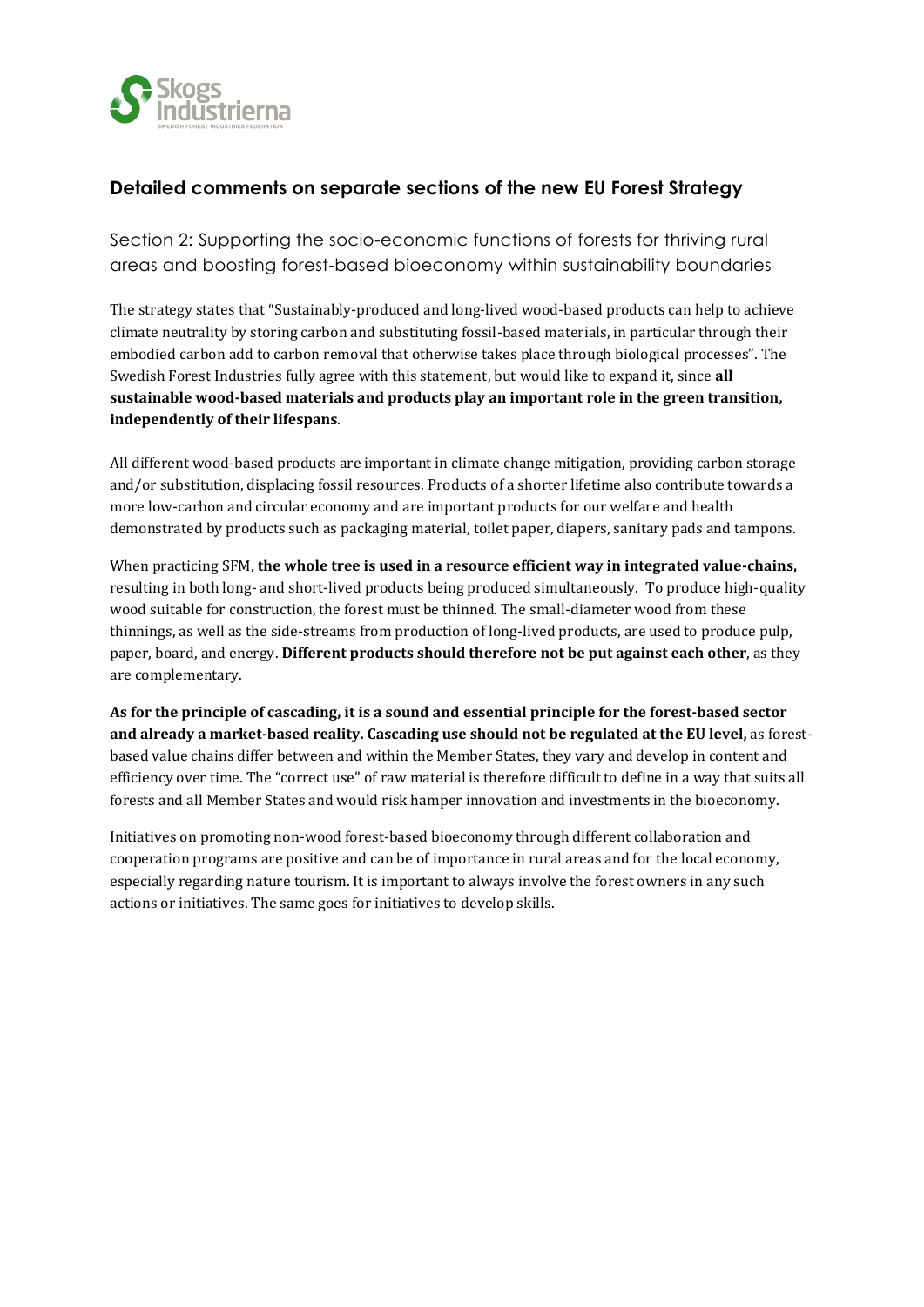## Detailed comments on separate sections of the new EU Forest Strategy

### Section 2: Supporting the socio-economic functions of forests for thriving rural areas and boosting forest-based bioeconomy within sustainability boundaries

The strategy states that "Sustainably-produced and long-lived wood-based products can help to achieve climate neutrality by storing carbon and substituting fossil-based materials, in particular through their embodied carbon add to carbon removal that otherwise takes place through biological processes". The Swedish Forest Industries fully agree with this statement, but would like to expand it, since **all sustainable wood-based materials and products play an important role in the green transition, independently of their lifespans**.

All different wood-based products are important in climate change mitigation, providing carbon storage and/or substitution, displacing fossil resources. Products of a shorter lifetime also contribute towards a more low-carbon and circular economy and are important products for our welfare and health demonstrated by products such as packaging material, toilet paper, diapers, sanitary pads and tampons.

When practicing SFM, **the whole tree is used in a resource efficient way in integrated value-chains,** resulting in both long- and short-lived products being produced simultaneously. To produce high-quality wood suitable for construction, the forest must be thinned. The small-diameter wood from these thinnings, as well as the side-streams from production of long-lived products, are used to produce pulp, paper, board, and energy. **Different products should therefore not be put against each other**, as they are complementary.

**As for the principle of cascading, it is a sound and essential principle for the forest-based sector and already a market-based reality. Cascading use should not be regulated at the EU level,** as forest-based value chains differ between and within the Member States, they vary and develop in content and efficiency over time. The "correct use" of raw material is therefore difficult to define in a way that suits all forests and all Member States and would risk hamper innovation and investments in the bioeconomy.

Initiatives on promoting non-wood forest-based bioeconomy through different collaboration and cooperation programs are positive and can be of importance in rural areas and for the local economy, especially regarding nature tourism. It is important to always involve the forest owners in any such actions or initiatives. The same goes for initiatives to develop skills.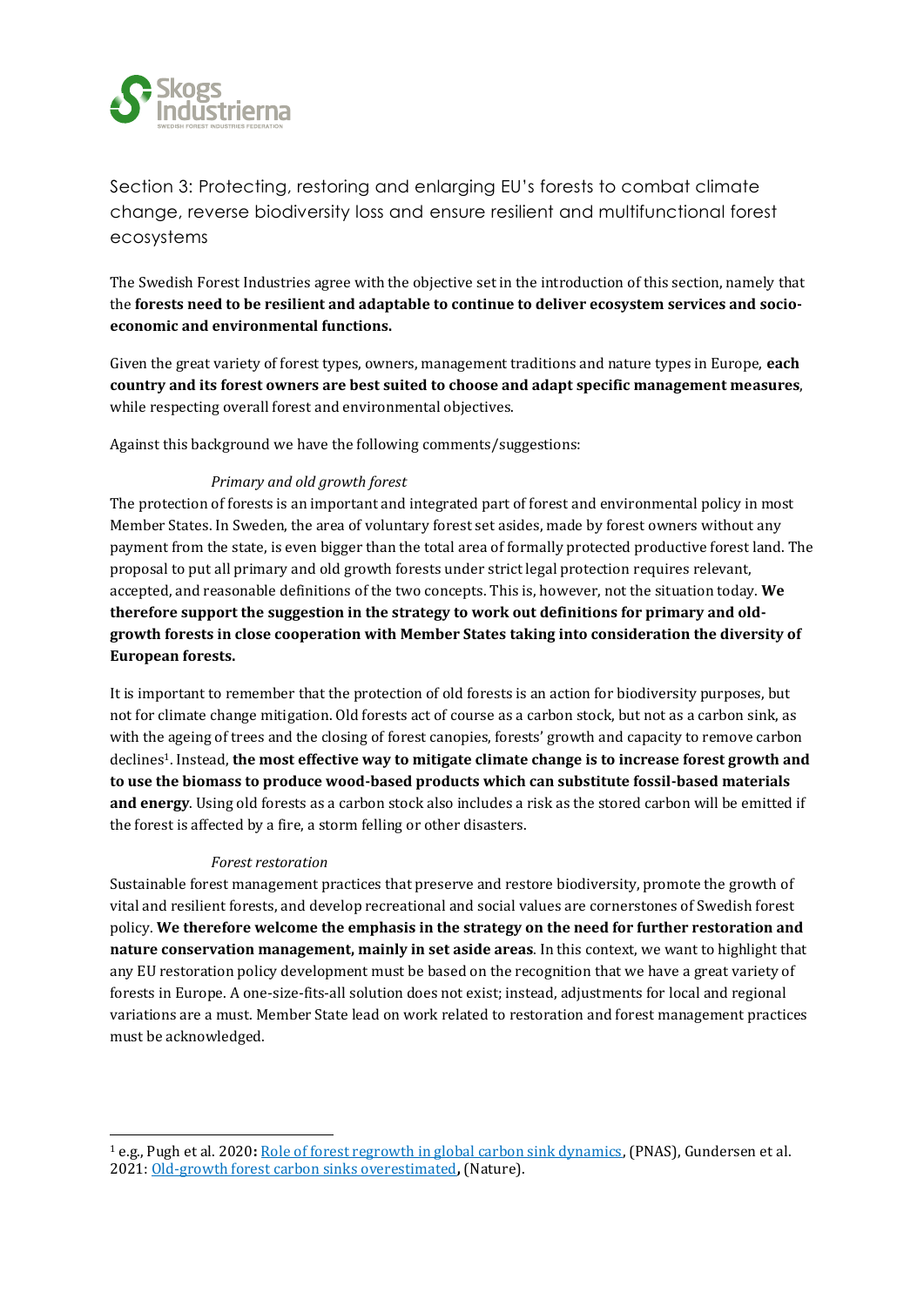## Section 3: Protecting, restoring and enlarging EU's forests to combat climate change, reverse biodiversity loss and ensure resilient and multifunctional forest ecosystems

The Swedish Forest Industries agree with the objective set in the introduction of this section, namely that the **forests need to be resilient and adaptable to continue to deliver ecosystem services and socio-economic and environmental functions.**

Given the great variety of forest types, owners, management traditions and nature types in Europe, **each country and its forest owners are best suited to choose and adapt specific management measures**, while respecting overall forest and environmental objectives.

Against this background we have the following comments/suggestions:

### *Primary and old growth forest*

The protection of forests is an important and integrated part of forest and environmental policy in most Member States. In Sweden, the area of voluntary forest set asides, made by forest owners without any payment from the state, is even bigger than the total area of formally protected productive forest land. The proposal to put all primary and old growth forests under strict legal protection requires relevant, accepted, and reasonable definitions of the two concepts. This is, however, not the situation today. **We therefore support the suggestion in the strategy to work out definitions for primary and old-growth forests in close cooperation with Member States taking into consideration the diversity of European forests.**

It is important to remember that the protection of old forests is an action for biodiversity purposes, but not for climate change mitigation. Old forests act of course as a carbon stock, but not as a carbon sink, as with the ageing of trees and the closing of forest canopies, forests' growth and capacity to remove carbon declines[1]. Instead, **the most effective way to mitigate climate change is to increase forest growth and to use the biomass to produce wood-based products which can substitute fossil-based materials and energy**. Using old forests as a carbon stock also includes a risk as the stored carbon will be emitted if the forest is affected by a fire, a storm felling or other disasters.

### *Forest restoration*

Sustainable forest management practices that preserve and restore biodiversity, promote the growth of vital and resilient forests, and develop recreational and social values are cornerstones of Swedish forest policy. **We therefore welcome the emphasis in the strategy on the need for further restoration and nature conservation management, mainly in set aside areas**. In this context, we want to highlight that any EU restoration policy development must be based on the recognition that we have a great variety of forests in Europe. A one-size-fits-all solution does not exist; instead, adjustments for local and regional variations are a must. Member State lead on work related to restoration and forest management practices must be acknowledged.

---

[1] e.g., Pugh et al. 2020**:** Role of forest regrowth in global carbon sink dynamics, (PNAS), Gundersen et al. 2021: Old-growth forest carbon sinks overestimated**,** (Nature).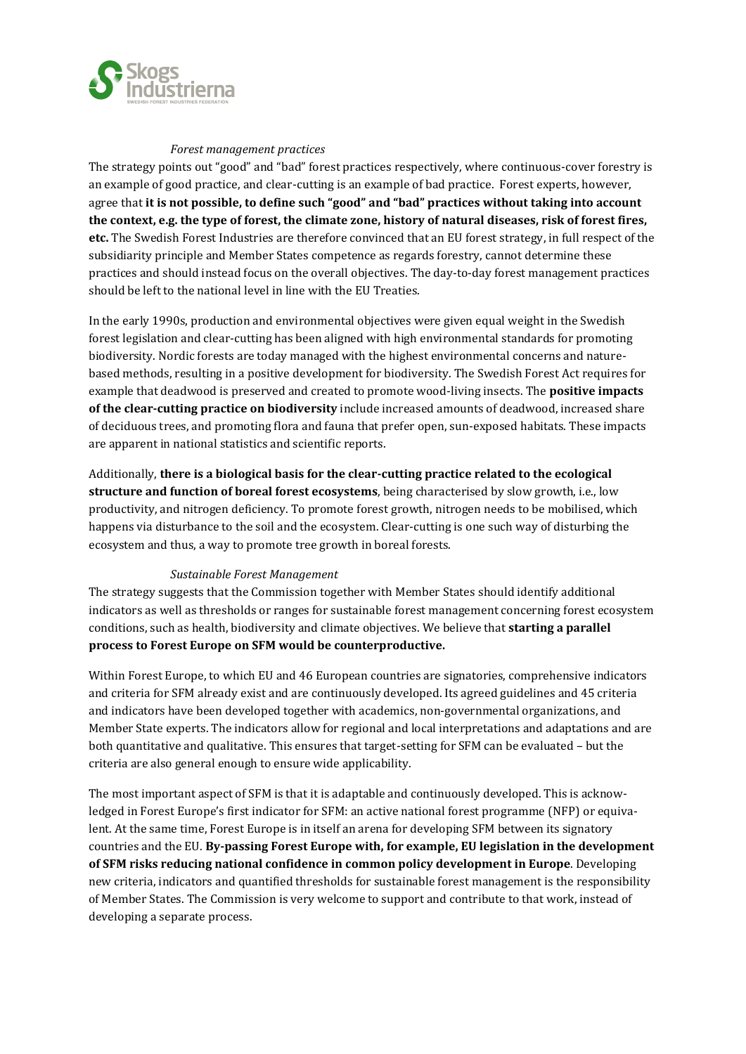*Forest management practices*

The strategy points out "good" and "bad" forest practices respectively, where continuous-cover forestry is an example of good practice, and clear-cutting is an example of bad practice. Forest experts, however, agree that **it is not possible, to define such "good" and "bad" practices without taking into account the context, e.g. the type of forest, the climate zone, history of natural diseases, risk of forest fires, etc.** The Swedish Forest Industries are therefore convinced that an EU forest strategy, in full respect of the subsidiarity principle and Member States competence as regards forestry, cannot determine these practices and should instead focus on the overall objectives. The day-to-day forest management practices should be left to the national level in line with the EU Treaties.

In the early 1990s, production and environmental objectives were given equal weight in the Swedish forest legislation and clear-cutting has been aligned with high environmental standards for promoting biodiversity. Nordic forests are today managed with the highest environmental concerns and nature-based methods, resulting in a positive development for biodiversity. The Swedish Forest Act requires for example that deadwood is preserved and created to promote wood-living insects. The **positive impacts of the clear-cutting practice on biodiversity** include increased amounts of deadwood, increased share of deciduous trees, and promoting flora and fauna that prefer open, sun-exposed habitats. These impacts are apparent in national statistics and scientific reports.

Additionally, **there is a biological basis for the clear-cutting practice related to the ecological structure and function of boreal forest ecosystems**, being characterised by slow growth, i.e., low productivity, and nitrogen deficiency. To promote forest growth, nitrogen needs to be mobilised, which happens via disturbance to the soil and the ecosystem. Clear-cutting is one such way of disturbing the ecosystem and thus, a way to promote tree growth in boreal forests.

*Sustainable Forest Management*

The strategy suggests that the Commission together with Member States should identify additional indicators as well as thresholds or ranges for sustainable forest management concerning forest ecosystem conditions, such as health, biodiversity and climate objectives. We believe that **starting a parallel process to Forest Europe on SFM would be counterproductive.**

Within Forest Europe, to which EU and 46 European countries are signatories, comprehensive indicators and criteria for SFM already exist and are continuously developed. Its agreed guidelines and 45 criteria and indicators have been developed together with academics, non-governmental organizations, and Member State experts. The indicators allow for regional and local interpretations and adaptations and are both quantitative and qualitative. This ensures that target-setting for SFM can be evaluated – but the criteria are also general enough to ensure wide applicability.

The most important aspect of SFM is that it is adaptable and continuously developed. This is acknowledged in Forest Europe's first indicator for SFM: an active national forest programme (NFP) or equivalent. At the same time, Forest Europe is in itself an arena for developing SFM between its signatory countries and the EU. **By-passing Forest Europe with, for example, EU legislation in the development of SFM risks reducing national confidence in common policy development in Europe**. Developing new criteria, indicators and quantified thresholds for sustainable forest management is the responsibility of Member States. The Commission is very welcome to support and contribute to that work, instead of developing a separate process.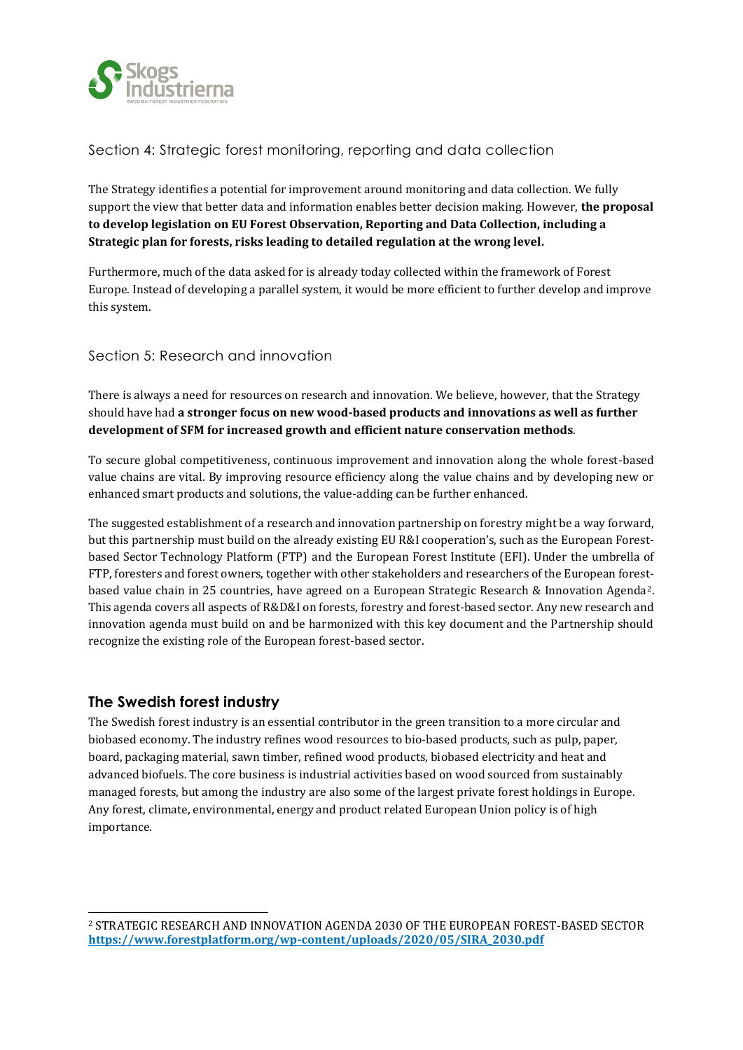## Section 4: Strategic forest monitoring, reporting and data collection

The Strategy identifies a potential for improvement around monitoring and data collection. We fully support the view that better data and information enables better decision making. However, **the proposal to develop legislation on EU Forest Observation, Reporting and Data Collection, including a Strategic plan for forests, risks leading to detailed regulation at the wrong level.**

Furthermore, much of the data asked for is already today collected within the framework of Forest Europe. Instead of developing a parallel system, it would be more efficient to further develop and improve this system.

## Section 5: Research and innovation

There is always a need for resources on research and innovation. We believe, however, that the Strategy should have had **a stronger focus on new wood-based products and innovations as well as further development of SFM for increased growth and efficient nature conservation methods**.

To secure global competitiveness, continuous improvement and innovation along the whole forest-based value chains are vital. By improving resource efficiency along the value chains and by developing new or enhanced smart products and solutions, the value-adding can be further enhanced.

The suggested establishment of a research and innovation partnership on forestry might be a way forward, but this partnership must build on the already existing EU R&I cooperation's, such as the European Forest-based Sector Technology Platform (FTP) and the European Forest Institute (EFI). Under the umbrella of FTP, foresters and forest owners, together with other stakeholders and researchers of the European forest-based value chain in 25 countries, have agreed on a European Strategic Research & Innovation Agenda[2]. This agenda covers all aspects of R&D&I on forests, forestry and forest-based sector. Any new research and innovation agenda must build on and be harmonized with this key document and the Partnership should recognize the existing role of the European forest-based sector.

## The Swedish forest industry

The Swedish forest industry is an essential contributor in the green transition to a more circular and biobased economy. The industry refines wood resources to bio-based products, such as pulp, paper, board, packaging material, sawn timber, refined wood products, biobased electricity and heat and advanced biofuels. The core business is industrial activities based on wood sourced from sustainably managed forests, but among the industry are also some of the largest private forest holdings in Europe. Any forest, climate, environmental, energy and product related European Union policy is of high importance.

---

[2] STRATEGIC RESEARCH AND INNOVATION AGENDA 2030 OF THE EUROPEAN FOREST-BASED SECTOR **https://www.forestplatform.org/wp-content/uploads/2020/05/SIRA_2030.pdf**